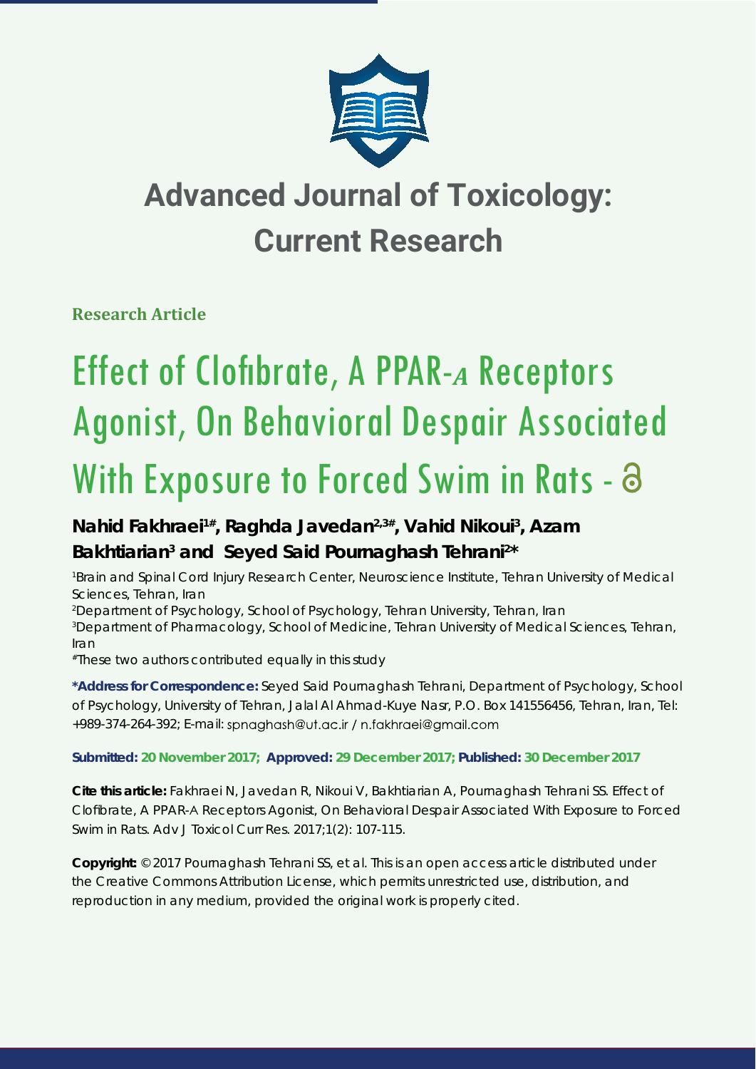# Advanced Journal of Toxicology: Current Research

**Research Article**

# Effect of Clofibrate, A PPAR-*A* Receptors Agonist, On Behavioral Despair Associated With Exposure to Forced Swim in Rats -

**Nahid Fakhraei[1#], Raghda Javedan[2,3#], Vahid Nikoui[3], Azam Bakhtiarian[3] and Seyed Said Pournaghash Tehrani[2*]**

[1]Brain and Spinal Cord Injury Research Center, Neuroscience Institute, Tehran University of Medical Sciences, Tehran, Iran

[2]Department of Psychology, School of Psychology, Tehran University, Tehran, Iran

[3]Department of Pharmacology, School of Medicine, Tehran University of Medical Sciences, Tehran, Iran

[#]These two authors contributed equally in this study

**\*Address for Correspondence:** Seyed Said Pournaghash Tehrani, Department of Psychology, School of Psychology, University of Tehran, Jalal Al Ahmad-Kuye Nasr, P.O. Box 141556456, Tehran, Iran, Tel: +989-374-264-392; E-mail: spnaghash@ut.ac.ir / n.fakhraei@gmail.com

**Submitted: 20 November 2017; Approved: 29 December 2017; Published: 30 December 2017**

**Cite this article:** Fakhraei N, Javedan R, Nikoui V, Bakhtiarian A, Pournaghash Tehrani SS. Effect of Clofibrate, A PPAR-A Receptors Agonist, On Behavioral Despair Associated With Exposure to Forced Swim in Rats. Adv J Toxicol Curr Res. 2017;1(2): 107-115.

**Copyright:** © 2017 Pournaghash Tehrani SS, et al. This is an open access article distributed under the Creative Commons Attribution License, which permits unrestricted use, distribution, and reproduction in any medium, provided the original work is properly cited.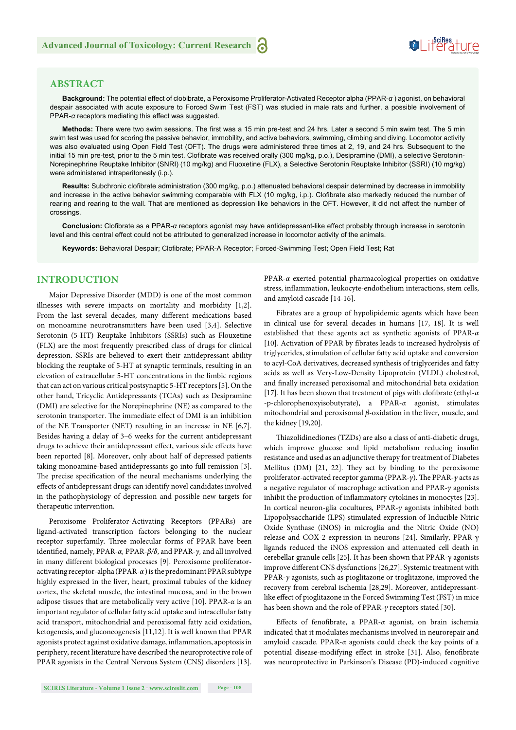## ABSTRACT

**Background:** The potential effect of clobibrate, a Peroxisome Proliferator-Activated Receptor alpha (PPAR-*α* ) agonist, on behavioral despair associated with acute exposure to Forced Swim Test (FST) was studied in male rats and further, a possible involvement of PPAR-*α* receptors mediating this effect was suggested.

**Methods:** There were two swim sessions. The first was a 15 min pre-test and 24 hrs. Later a second 5 min swim test. The 5 min swim test was used for scoring the passive behavior, immobility, and active behaviors, swimming, climbing and diving. Locomotor activity was also evaluated using Open Field Test (OFT). The drugs were administered three times at 2, 19, and 24 hrs. Subsequent to the initial 15 min pre-test, prior to the 5 min test. Clofibrate was received orally (300 mg/kg, p.o.), Desipramine (DMI), a selective Serotonin-Norepinephrine Reuptake Inhibitor (SNRI) (10 mg/kg) and Fluoxetine (FLX), a Selective Serotonin Reuptake Inhibitor (SSRI) (10 mg/kg) were administered intraperitoneally (i.p.).

**Results:** Subchronic clofibrate administration (300 mg/kg, p.o.) attenuated behavioral despair determined by decrease in immobility and increase in the active behavior swimming comparable with FLX (10 mg/kg, i.p.). Clofibrate also markedly reduced the number of rearing and rearing to the wall. That are mentioned as depression like behaviors in the OFT. However, it did not affect the number of crossings.

**Conclusion:** Clofibrate as a PPAR-*α* receptors agonist may have antidepressant-like effect probably through increase in serotonin level and this central effect could not be attributed to generalized increase in locomotor activity of the animals.

**Keywords:** Behavioral Despair; Clofibrate; PPAR-A Receptor; Forced-Swimming Test; Open Field Test; Rat

## INTRODUCTION

Major Depressive Disorder (MDD) is one of the most common illnesses with severe impacts on mortality and morbidity [1,2]. From the last several decades, many different medications based on monoamine neurotransmitters have been used [3,4]. Selective Serotonin (5-HT) Reuptake Inhibitors (SSRIs) such as Flouxetine (FLX) are the most frequently prescribed class of drugs for clinical depression. SSRIs are believed to exert their antidepressant ability blocking the reuptake of 5-HT at synaptic terminals, resulting in an elevation of extracellular 5-HT concentrations in the limbic regions that can act on various critical postsynaptic 5-HT receptors [5]. On the other hand, Tricyclic Antidepressants (TCAs) such as Desipramine (DMI) are selective for the Norepinephrine (NE) as compared to the serotonin transporter. The immediate effect of DMI is an inhibition of the NE Transporter (NET) resulting in an increase in NE [6,7]. Besides having a delay of 3–6 weeks for the current antidepressant drugs to achieve their antidepressant effect, various side effects have been reported [8]. Moreover, only about half of depressed patients taking monoamine-based antidepressants go into full remission [3]. The precise specification of the neural mechanisms underlying the effects of antidepressant drugs can identify novel candidates involved in the pathophysiology of depression and possible new targets for therapeutic intervention.

Peroxisome Proliferator-Activating Receptors (PPARs) are ligand-activated transcription factors belonging to the nuclear receptor superfamily. Three molecular forms of PPAR have been identified, namely, PPAR-*α*, PPAR-*β*/*δ*, and PPAR-*γ*, and all involved in many different biological processes [9]. Peroxisome proliferator-activating receptor-alpha (PPAR-*α* ) is the predominant PPAR subtype highly expressed in the liver, heart, proximal tubules of the kidney cortex, the skeletal muscle, the intestinal mucosa, and in the brown adipose tissues that are metabolically very active [10]. PPAR-*α* is an important regulator of cellular fatty acid uptake and intracellular fatty acid transport, mitochondrial and peroxisomal fatty acid oxidation, ketogenesis, and gluconeogenesis [11,12]. It is well known that PPAR agonists protect against oxidative damage, inflammation, apoptosis in periphery, recent literature have described the neuroprotective role of PPAR agonists in the Central Nervous System (CNS) disorders [13]. PPAR-*α* exerted potential pharmacological properties on oxidative stress, inflammation, leukocyte-endothelium interactions, stem cells, and amyloid cascade [14-16].

Fibrates are a group of hypolipidemic agents which have been in clinical use for several decades in humans [17, 18]. It is well established that these agents act as synthetic agonists of PPAR-*α* [10]. Activation of PPAR by fibrates leads to increased hydrolysis of triglycerides, stimulation of cellular fatty acid uptake and conversion to acyl-CoA derivatives, decreased synthesis of triglycerides and fatty acids as well as Very-Low-Density Lipoprotein (VLDL) cholestrol, and finally increased peroxisomal and mitochondrial beta oxidation [17]. It has been shown that treatment of pigs with clofibrate (ethyl-*α* -p-chlorophenoxyisobutyrate), a PPAR-*α* agonist, stimulates mitochondrial and peroxisomal *β*-oxidation in the liver, muscle, and the kidney [19,20].

Thiazolidinediones (TZDs) are also a class of anti-diabetic drugs, which improve glucose and lipid metabolism reducing insulin resistance and used as an adjunctive therapy for treatment of Diabetes Mellitus (DM) [21, 22]. They act by binding to the peroxisome proliferator-activated receptor gamma (PPAR-*γ*). The PPAR-*γ* acts as a negative regulator of macrophage activation and PPAR-*γ* agonists inhibit the production of inflammatory cytokines in monocytes [23]. In cortical neuron-glia cocultures, PPAR-*γ* agonists inhibited both Lipopolysaccharide (LPS)-stimulated expression of Inducible Nitric Oxide Synthase (iNOS) in microglia and the Nitric Oxide (NO) release and COX-2 expression in neurons [24]. Similarly, PPAR-γ ligands reduced the iNOS expression and attenuated cell death in cerebellar granule cells [25]. It has been shown that PPAR-γ agonists improve different CNS dysfunctions [26,27]. Systemic treatment with PPAR-*γ* agonists, such as pioglitazone or troglitazone, improved the recovery from cerebral ischemia [28,29]. Moreover, antidepressant-like effect of pioglitazone in the Forced Swimming Test (FST) in mice has been shown and the role of PPAR-*γ* receptors stated [30].

Effects of fenofibrate, a PPAR-*α* agonist, on brain ischemia indicated that it modulates mechanisms involved in neurorepair and amyloid cascade. PPAR-*α* agonists could check the key points of a potential disease-modifying effect in stroke [31]. Also, fenofibrate was neuroprotective in Parkinson's Disease (PD)-induced cognitive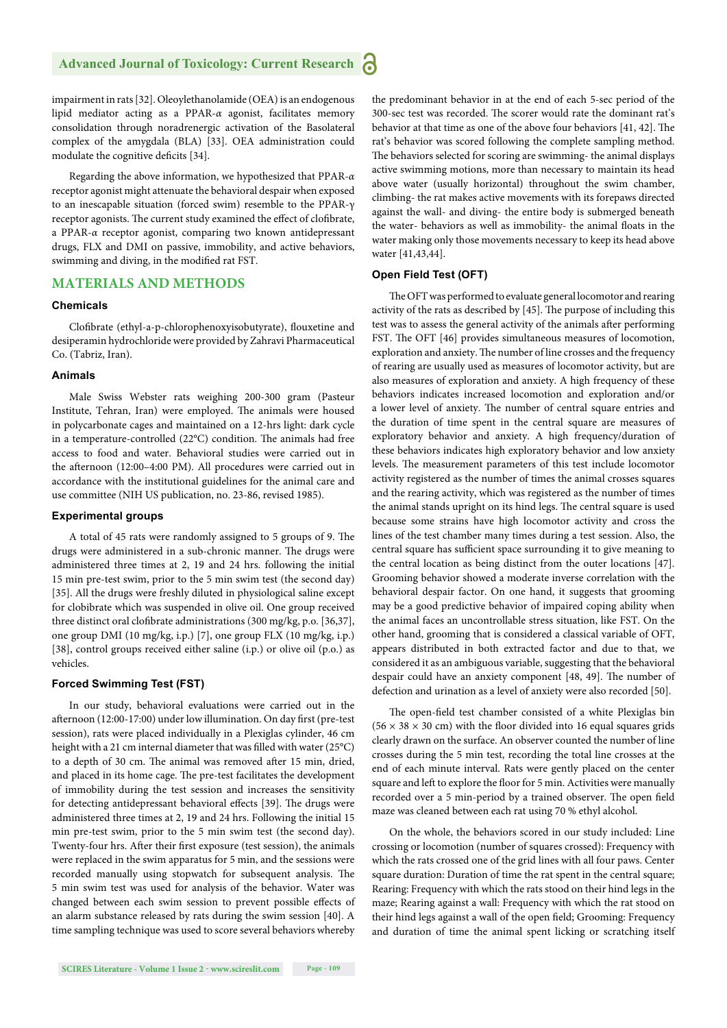impairment in rats [32]. Oleoylethanolamide (OEA) is an endogenous lipid mediator acting as a PPAR-$\alpha$ agonist, facilitates memory consolidation through noradrenergic activation of the Basolateral complex of the amygdala (BLA) [33]. OEA administration could modulate the cognitive deficits [34].

Regarding the above information, we hypothesized that PPAR-$\alpha$ receptor agonist might attenuate the behavioral despair when exposed to an inescapable situation (forced swim) resemble to the PPAR-$\gamma$ receptor agonists. The current study examined the effect of clofibrate, a PPAR-$\alpha$ receptor agonist, comparing two known antidepressant drugs, FLX and DMI on passive, immobility, and active behaviors, swimming and diving, in the modified rat FST.

## MATERIALS AND METHODS

### Chemicals

Clofibrate (ethyl-a-p-chlorophenoxyisobutyrate), flouxetine and desiperamin hydrochloride were provided by Zahravi Pharmaceutical Co. (Tabriz, Iran).

### Animals

Male Swiss Webster rats weighing 200-300 gram (Pasteur Institute, Tehran, Iran) were employed. The animals were housed in polycarbonate cages and maintained on a 12-hrs light: dark cycle in a temperature-controlled (22°C) condition. The animals had free access to food and water. Behavioral studies were carried out in the afternoon (12:00–4:00 PM). All procedures were carried out in accordance with the institutional guidelines for the animal care and use committee (NIH US publication, no. 23-86, revised 1985).

### Experimental groups

A total of 45 rats were randomly assigned to 5 groups of 9. The drugs were administered in a sub-chronic manner. The drugs were administered three times at 2, 19 and 24 hrs. following the initial 15 min pre-test swim, prior to the 5 min swim test (the second day) [35]. All the drugs were freshly diluted in physiological saline except for clobibrate which was suspended in olive oil. One group received three distinct oral clofibrate administrations (300 mg/kg, p.o. [36,37], one group DMI (10 mg/kg, i.p.) [7], one group FLX (10 mg/kg, i.p.) [38], control groups received either saline (i.p.) or olive oil (p.o.) as vehicles.

### Forced Swimming Test (FST)

In our study, behavioral evaluations were carried out in the afternoon (12:00-17:00) under low illumination. On day first (pre-test session), rats were placed individually in a Plexiglas cylinder, 46 cm height with a 21 cm internal diameter that was filled with water (25°C) to a depth of 30 cm. The animal was removed after 15 min, dried, and placed in its home cage. The pre-test facilitates the development of immobility during the test session and increases the sensitivity for detecting antidepressant behavioral effects [39]. The drugs were administered three times at 2, 19 and 24 hrs. Following the initial 15 min pre-test swim, prior to the 5 min swim test (the second day). Twenty-four hrs. After their first exposure (test session), the animals were replaced in the swim apparatus for 5 min, and the sessions were recorded manually using stopwatch for subsequent analysis. The 5 min swim test was used for analysis of the behavior. Water was changed between each swim session to prevent possible effects of an alarm substance released by rats during the swim session [40]. A time sampling technique was used to score several behaviors whereby the predominant behavior in at the end of each 5-sec period of the 300-sec test was recorded. The scorer would rate the dominant rat's behavior at that time as one of the above four behaviors [41, 42]. The rat's behavior was scored following the complete sampling method. The behaviors selected for scoring are swimming- the animal displays active swimming motions, more than necessary to maintain its head above water (usually horizontal) throughout the swim chamber, climbing- the rat makes active movements with its forepaws directed against the wall- and diving- the entire body is submerged beneath the water- behaviors as well as immobility- the animal floats in the water making only those movements necessary to keep its head above water [41,43,44].

### Open Field Test (OFT)

The OFT was performed to evaluate general locomotor and rearing activity of the rats as described by [45]. The purpose of including this test was to assess the general activity of the animals after performing FST. The OFT [46] provides simultaneous measures of locomotion, exploration and anxiety. The number of line crosses and the frequency of rearing are usually used as measures of locomotor activity, but are also measures of exploration and anxiety. A high frequency of these behaviors indicates increased locomotion and exploration and/or a lower level of anxiety. The number of central square entries and the duration of time spent in the central square are measures of exploratory behavior and anxiety. A high frequency/duration of these behaviors indicates high exploratory behavior and low anxiety levels. The measurement parameters of this test include locomotor activity registered as the number of times the animal crosses squares and the rearing activity, which was registered as the number of times the animal stands upright on its hind legs. The central square is used because some strains have high locomotor activity and cross the lines of the test chamber many times during a test session. Also, the central square has sufficient space surrounding it to give meaning to the central location as being distinct from the outer locations [47]. Grooming behavior showed a moderate inverse correlation with the behavioral despair factor. On one hand, it suggests that grooming may be a good predictive behavior of impaired coping ability when the animal faces an uncontrollable stress situation, like FST. On the other hand, grooming that is considered a classical variable of OFT, appears distributed in both extracted factor and due to that, we considered it as an ambiguous variable, suggesting that the behavioral despair could have an anxiety component [48, 49]. The number of defection and urination as a level of anxiety were also recorded [50].

The open-field test chamber consisted of a white Plexiglas bin (56 × 38 × 30 cm) with the floor divided into 16 equal squares grids clearly drawn on the surface. An observer counted the number of line crosses during the 5 min test, recording the total line crosses at the end of each minute interval. Rats were gently placed on the center square and left to explore the floor for 5 min. Activities were manually recorded over a 5 min-period by a trained observer. The open field maze was cleaned between each rat using 70 % ethyl alcohol.

On the whole, the behaviors scored in our study included: Line crossing or locomotion (number of squares crossed): Frequency with which the rats crossed one of the grid lines with all four paws. Center square duration: Duration of time the rat spent in the central square; Rearing: Frequency with which the rats stood on their hind legs in the maze; Rearing against a wall: Frequency with which the rat stood on their hind legs against a wall of the open field; Grooming: Frequency and duration of time the animal spent licking or scratching itself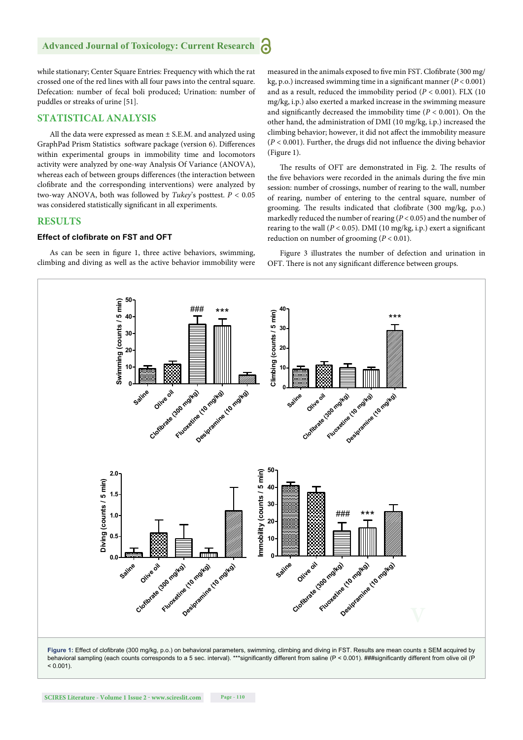while stationary; Center Square Entries: Frequency with which the rat crossed one of the red lines with all four paws into the central square. Defecation: number of fecal boli produced; Urination: number of puddles or streaks of urine [51].

## STATISTICAL ANALYSIS

All the data were expressed as mean ± S.E.M. and analyzed using GraphPad Prism Statistics software package (version 6). Differences within experimental groups in immobility time and locomotors activity were analyzed by one-way Analysis Of Variance (ANOVA), whereas each of between groups differences (the interaction between clofibrate and the corresponding interventions) were analyzed by two-way ANOVA, both was followed by *Tukey*'s posttest. $P < 0.05$ was considered statistically significant in all experiments.

## RESULTS

### Effect of clofibrate on FST and OFT

As can be seen in figure 1, three active behaviors, swimming, climbing and diving as well as the active behavior immobility were measured in the animals exposed to five min FST. Clofibrate (300 mg/kg, p.o.) increased swimming time in a significant manner ($P < 0.001$) and as a result, reduced the immobility period ($P < 0.001$). FLX (10 mg/kg, i.p.) also exerted a marked increase in the swimming measure and significantly decreased the immobility time ($P < 0.001$). On the other hand, the administration of DMI (10 mg/kg, i.p.) increased the climbing behavior; however, it did not affect the immobility measure ($P < 0.001$). Further, the drugs did not influence the diving behavior (Figure 1).

The results of OFT are demonstrated in Fig. 2. The results of the five behaviors were recorded in the animals during the five min session: number of crossings, number of rearing to the wall, number of rearing, number of entering to the central square, number of grooming. The results indicated that clofibrate (300 mg/kg, p.o.) markedly reduced the number of rearing ($P < 0.05$) and the number of rearing to the wall ($P < 0.05$). DMI (10 mg/kg, i.p.) exert a significant reduction on number of grooming ($P < 0.01$).

Figure 3 illustrates the number of defection and urination in OFT. There is not any significant difference between groups.

Swimming (counts / 5 min)
50
40
30
20
10
0
###
***
Saline
Olive oil
Clofibrate (300 mg/kg)
Fluoxetine (10 mg/kg)
Desipramine (10 mg/kg)

Climbing (counts / 5 min)
40
30
20
10
0
***
Saline
Olive oil
Clofibrate (300 mg/kg)
Fluoxetine (10 mg/kg)
Desipramine (10 mg/kg)

Diving (counts / 5 min)
2.0
1.5
1.0
0.5
0.0
Saline
Olive oil
Clofibrate (300 mg/kg)
Fluoxetine (10 mg/kg)
Desipramine (10 mg/kg)

Immobility (counts / 5 min)
50
40
30
20
10
0
###
***
Saline
Olive oil
Clofibrate (300 mg/kg)
Fluoxetine (10 mg/kg)
Desipramine (10 mg/kg)

**Figure 1:** Effect of clofibrate (300 mg/kg, p.o.) on behavioral parameters, swimming, climbing and diving in FST. Results are mean counts ± SEM acquired by behavioral sampling (each counts corresponds to a 5 sec. interval). ***significantly different from saline ($P < 0.001$). ###significantly different from olive oil ($P < 0.001$).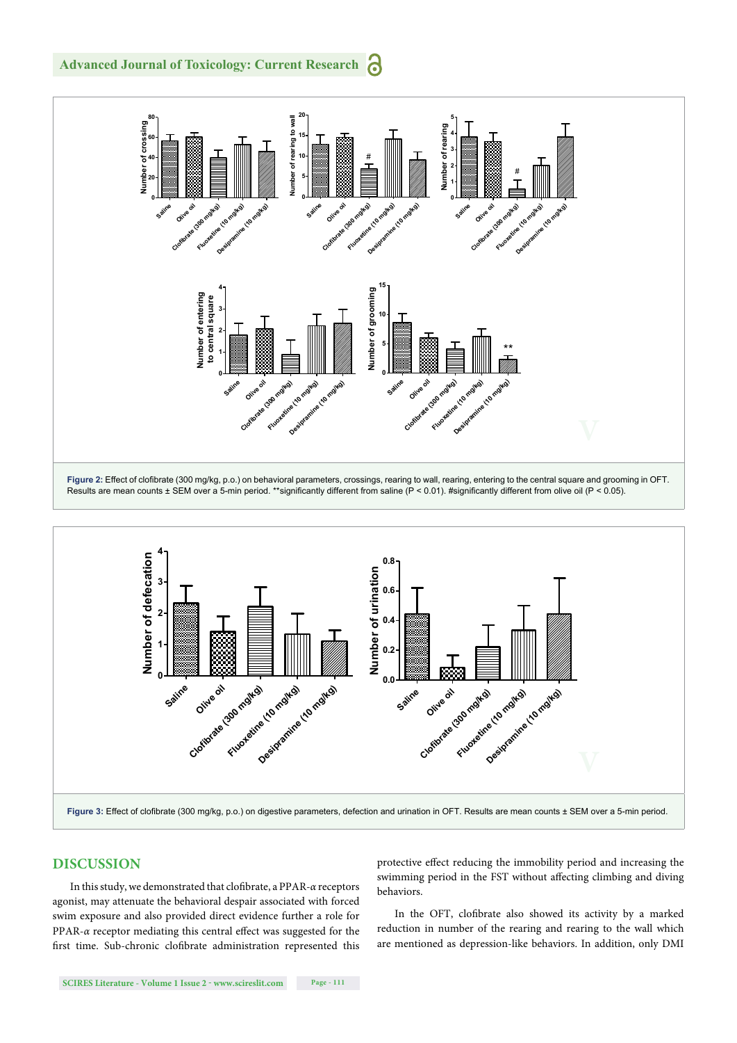Number of crossing
80
60
40
20
0
Saline
Olive oil
Clofibrate (300 mg/kg)
Fluoxetine (10 mg/kg)
Desipramine (10 mg/kg)

Number of rearing to wall
20
15
10
5
0
#
Saline
Olive oil
Clofibrate (300 mg/kg)
Fluoxetine (10 mg/kg)
Desipramine (10 mg/kg)

Number of rearing
5
4
3
2
1
0
#
Saline
Olive oil
Clofibrate (300 mg/kg)
Fluoxetine (10 mg/kg)
Desipramine (10 mg/kg)

Number of entering to central square
4
3
2
1
0
Saline
Olive oil
Clofibrate (300 mg/kg)
Fluoxetine (10 mg/kg)
Desipramine (10 mg/kg)

Number of grooming
15
10
5
0
**
Saline
Olive oil
Clofibrate (300 mg/kg)
Fluoxetine (10 mg/kg)
Desipramine (10 mg/kg)

**Figure 2:** Effect of clofibrate (300 mg/kg, p.o.) on behavioral parameters, crossings, rearing to wall, rearing, entering to the central square and grooming in OFT. Results are mean counts ± SEM over a 5-min period. **significantly different from saline ($P < 0.01$). #significantly different from olive oil ($P < 0.05$).

Number of defecation
4
3
2
1
0
Saline
Olive oil
Clofibrate (300 mg/kg)
Fluoxetine (10 mg/kg)
Desipramine (10 mg/kg)

Number of urination
0.8
0.6
0.4
0.2
0.0
Saline
Olive oil
Clofibrate (300 mg/kg)
Fluoxetine (10 mg/kg)
Desipramine (10 mg/kg)

**Figure 3:** Effect of clofibrate (300 mg/kg, p.o.) on digestive parameters, defection and urination in OFT. Results are mean counts ± SEM over a 5-min period.

## DISCUSSION

In this study, we demonstrated that clofibrate, a PPAR-$\alpha$ receptors agonist, may attenuate the behavioral despair associated with forced swim exposure and also provided direct evidence further a role for PPAR-$\alpha$ receptor mediating this central effect was suggested for the first time. Sub-chronic clofibrate administration represented this protective effect reducing the immobility period and increasing the swimming period in the FST without affecting climbing and diving behaviors.

In the OFT, clofibrate also showed its activity by a marked reduction in number of the rearing and rearing to the wall which are mentioned as depression-like behaviors. In addition, only DMI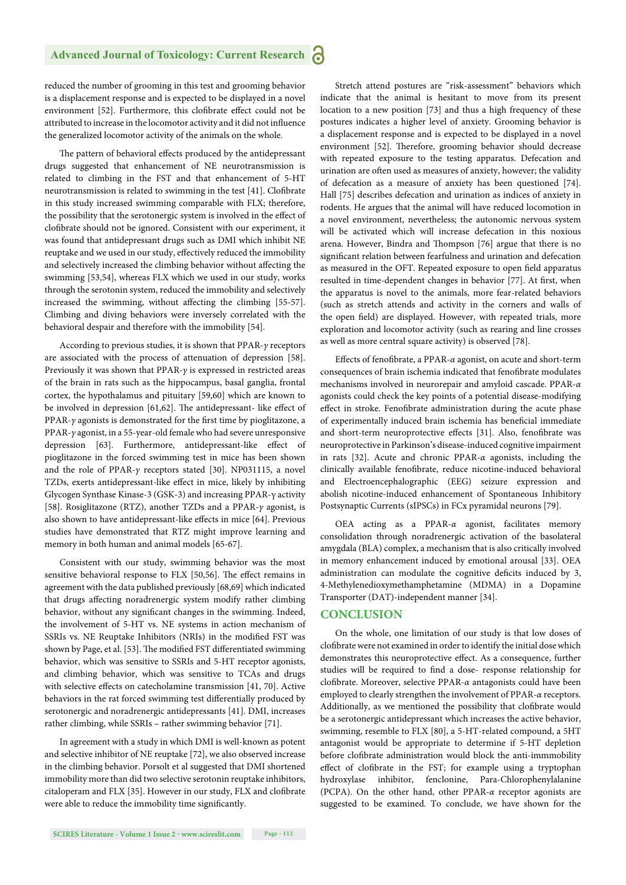reduced the number of grooming in this test and grooming behavior is a displacement response and is expected to be displayed in a novel environment [52]. Furthermore, this clofibrate effect could not be attributed to increase in the locomotor activity and it did not influence the generalized locomotor activity of the animals on the whole.

The pattern of behavioral effects produced by the antidepressant drugs suggested that enhancement of NE neurotransmission is related to climbing in the FST and that enhancement of 5-HT neurotransmission is related to swimming in the test [41]. Clofibrate in this study increased swimming comparable with FLX; therefore, the possibility that the serotonergic system is involved in the effect of clofibrate should not be ignored. Consistent with our experiment, it was found that antidepressant drugs such as DMI which inhibit NE reuptake and we used in our study, effectively reduced the immobility and selectively increased the climbing behavior without affecting the swimming [53,54], whereas FLX which we used in our study, works through the serotonin system, reduced the immobility and selectively increased the swimming, without affecting the climbing [55-57]. Climbing and diving behaviors were inversely correlated with the behavioral despair and therefore with the immobility [54].

According to previous studies, it is shown that PPAR-*γ* receptors are associated with the process of attenuation of depression [58]. Previously it was shown that PPAR-*γ* is expressed in restricted areas of the brain in rats such as the hippocampus, basal ganglia, frontal cortex, the hypothalamus and pituitary [59,60] which are known to be involved in depression [61,62]. The antidepressant- like effect of PPAR-*γ* agonists is demonstrated for the first time by pioglitazone, a PPAR-*γ* agonist, in a 55-year-old female who had severe unresponsive depression [63]. Furthermore, antidepressant-like effect of pioglitazone in the forced swimming test in mice has been shown and the role of PPAR-*γ* receptors stated [30]. NP031115, a novel TZDs, exerts antidepressant-like effect in mice, likely by inhibiting Glycogen Synthase Kinase-3 (GSK-3) and increasing PPAR-γ activity [58]. Rosiglitazone (RTZ), another TZDs and a PPAR-*γ* agonist, is also shown to have antidepressant-like effects in mice [64]. Previous studies have demonstrated that RTZ might improve learning and memory in both human and animal models [65-67].

Consistent with our study, swimming behavior was the most sensitive behavioral response to FLX [50,56]. The effect remains in agreement with the data published previously [68,69] which indicated that drugs affecting noradrenergic system modify rather climbing behavior, without any significant changes in the swimming. Indeed, the involvement of 5-HT vs. NE systems in action mechanism of SSRIs vs. NE Reuptake Inhibitors (NRIs) in the modified FST was shown by Page, et al. [53]. The modified FST differentiated swimming behavior, which was sensitive to SSRIs and 5-HT receptor agonists, and climbing behavior, which was sensitive to TCAs and drugs with selective effects on catecholamine transmission [41, 70]. Active behaviors in the rat forced swimming test differentially produced by serotonergic and noradrenergic antidepressants [41]. DMI, increases rather climbing, while SSRIs – rather swimming behavior [71].

In agreement with a study in which DMI is well-known as potent and selective inhibitor of NE reuptake [72], we also observed increase in the climbing behavior. Porsolt et al suggested that DMI shortened immobility more than did two selective serotonin reuptake inhibitors, citaloperam and FLX [35]. However in our study, FLX and clofibrate were able to reduce the immobility time significantly.

Stretch attend postures are "risk-assessment" behaviors which indicate that the animal is hesitant to move from its present location to a new position [73] and thus a high frequency of these postures indicates a higher level of anxiety. Grooming behavior is a displacement response and is expected to be displayed in a novel environment [52]. Therefore, grooming behavior should decrease with repeated exposure to the testing apparatus. Defecation and urination are often used as measures of anxiety, however; the validity of defecation as a measure of anxiety has been questioned [74]. Hall [75] describes defecation and urination as indices of anxiety in rodents. He argues that the animal will have reduced locomotion in a novel environment, nevertheless; the autonomic nervous system will be activated which will increase defecation in this noxious arena. However, Bindra and Thompson [76] argue that there is no significant relation between fearfulness and urination and defecation as measured in the OFT. Repeated exposure to open field apparatus resulted in time-dependent changes in behavior [77]. At first, when the apparatus is novel to the animals, more fear-related behaviors (such as stretch attends and activity in the corners and walls of the open field) are displayed. However, with repeated trials, more exploration and locomotor activity (such as rearing and line crosses as well as more central square activity) is observed [78].

Effects of fenofibrate, a PPAR-*α* agonist, on acute and short-term consequences of brain ischemia indicated that fenofibrate modulates mechanisms involved in neurorepair and amyloid cascade. PPAR-*α* agonists could check the key points of a potential disease-modifying effect in stroke. Fenofibrate administration during the acute phase of experimentally induced brain ischemia has beneficial immediate and short-term neuroprotective effects [31]. Also, fenofibrate was neuroprotective in Parkinson's disease-induced cognitive impairment in rats [32]. Acute and chronic PPAR-*α* agonists, including the clinically available fenofibrate, reduce nicotine-induced behavioral and Electroencephalographic (EEG) seizure expression and abolish nicotine-induced enhancement of Spontaneous Inhibitory Postsynaptic Currents (sIPSCs) in FCx pyramidal neurons [79].

OEA acting as a PPAR-*α* agonist, facilitates memory consolidation through noradrenergic activation of the basolateral amygdala (BLA) complex, a mechanism that is also critically involved in memory enhancement induced by emotional arousal [33]. OEA administration can modulate the cognitive deficits induced by 3, 4-Methylenedioxymethamphetamine (MDMA) in a Dopamine Transporter (DAT)-independent manner [34].

## CONCLUSION

On the whole, one limitation of our study is that low doses of clofibrate were not examined in order to identify the initial dose which demonstrates this neuroprotective effect. As a consequence, further studies will be required to find a dose- response relationship for clofibrate. Moreover, selective PPAR-*α* antagonists could have been employed to clearly strengthen the involvement of PPAR-*α* receptors. Additionally, as we mentioned the possibility that clofibrate would be a serotonergic antidepressant which increases the active behavior, swimming, resemble to FLX [80], a 5-HT-related compound, a 5HT antagonist would be appropriate to determine if 5-HT depletion before clofibrate administration would block the anti-immmobility effect of clofibrate in the FST; for example using a tryptophan hydroxylase inhibitor, fenclonine, Para-Chlorophenylalanine (PCPA). On the other hand, other PPAR-*α* receptor agonists are suggested to be examined. To conclude, we have shown for the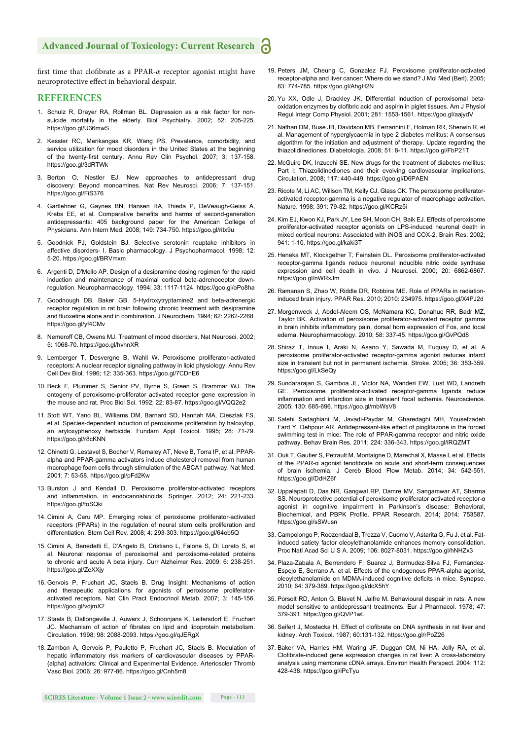first time that clofibrate as a PPAR-α receptor agonist might have neuroprotective effect in behavioral despair.

## REFERENCES

1. Schulz R, Drayer RA, Rollman BL. Depression as a risk factor for non-suicide mortality in the elderly. Biol Psychiatry. 2002; 52: 205-225. https://goo.gl/U36mwS
2. Kessler RC, Merikangas KR, Wang PS. Prevalence, comorbidity, and service utilization for mood disorders in the United States at the beginning of the twenty-first century. Annu Rev Clin Psychol. 2007; 3: 137-158. https://goo.gl/3dRTWk
3. Berton O, Nestler EJ. New approaches to antidepressant drug discovery: Beyond monoamines. Nat Rev Neurosci. 2006; 7: 137-151. https://goo.gl/FiS376
4. Gartlehner G, Gaynes BN, Hansen RA, Thieda P, DeVeaugh-Geiss A, Krebs EE, et al. Comparative benefits and harms of second-generation antidepressants: 405 background paper for the American College of Physicians. Ann Intern Med. 2008; 149: 734-750. https://goo.gl/ritx9u
5. Goodnick PJ, Goldstein BJ. Selective serotonin reuptake inhibitors in affective disorders- I. Basic pharmacology. J Psychopharmacol. 1998; 12: 5-20. https://goo.gl/BRVmxm
6. Argenti D, D'Mello AP. Design of a desipramine dosing regimen for the rapid induction and maintenance of maximal cortical beta-adrenoceptor down-regulation. Neuropharmacology. 1994; 33: 1117-1124. https://goo.gl/oPo8ha
7. Goodnough DB, Baker GB. 5-Hydroxytryptamine2 and beta-adrenergic receptor regulation in rat brain following chronic treatment with desipramine and fluoxetine alone and in combination. J Neurochem. 1994; 62: 2262-2268. https://goo.gl/yf4CMv
8. Nemeroff CB, Owens MJ. Treatment of mood disorders. Nat Neurosci. 2002; 5: 1068-70. https://goo.gl/hvhnXR
9. Lemberger T, Desvergne B, Wahli W. Peroxisome proliferator-activated receptors: A nuclear receptor signaling pathway in lipid physiology. Annu Rev Cell Dev Biol. 1996; 12: 335-363. https://goo.gl/7CDnE6
10. Beck F, Plummer S, Senior PV, Byrne S, Green S, Brammar WJ. The ontogeny of peroxisome-proliferator activated receptor gene expression in the mouse and rat. Proc Biol Sci. 1992; 22; 83-87. https://goo.gl/VQQ2e2
11. Stott WT, Yano BL, Williams DM, Barnard SD, Hannah MA, Cieszlak FS, et al. Species-dependent induction of peroxisome proliferation by haloxyfop, an aryloxyphenoxy herbicide. Fundam Appl Toxicol. 1995; 28: 71-79. https://goo.gl/r8cKNN
12. Chinetti G, Lestavel S, Bocher V, Remaley AT, Neve B, Torra IP, et al. PPAR-alpha and PPAR-gamma activators induce cholesterol removal from human macrophage foam cells through stimulation of the ABCA1 pathway. Nat Med. 2001; 7: 53-58. https://goo.gl/pFd2Kw
13. Burston J and Kendall D. Peroxisome proliferator-activated receptors and inflammation, in endocannabinoids. Springer. 2012; 24: 221-233. https://goo.gl/foSQki
14. Cimini A, Ceru MP. Emerging roles of peroxisome proliferator-activated receptors (PPARs) in the regulation of neural stem cells proliferation and differentiation. Stem Cell Rev. 2008; 4: 293-303. https://goo.gl/64ob5Q
15. Cimini A, Benedetti E, D'Angelo B, Cristiano L, Falone S, Di Loreto S, et al. Neuronal response of peroxisomal and peroxisome-related proteins to chronic and acute A beta injury. Curr Alzheimer Res. 2009; 6: 238-251. https://goo.gl/ZeXXjy
16. Gervois P, Fruchart JC, Staels B. Drug Insight: Mechanisms of action and therapeutic applications for agonists of peroxisome proliferator-activated receptors. Nat Clin Pract Endocrinol Metab. 2007; 3: 145-156. https://goo.gl/vdjmX2
17. Staels B, Dallongeville J, Auwerx J, Schoonjans K, Leitersdorf E, Fruchart JC. Mechanism of action of fibrates on lipid and lipoprotein metabolism. Circulation. 1998; 98: 2088-2093. https://goo.gl/qJERgX
18. Zambon A, Gervois P, Pauletto P, Fruchart JC, Staels B. Modulation of hepatic inflammatory risk markers of cardiovascular diseases by PPAR-{alpha} activators: Clinical and Experimental Evidence. Arterioscler Thromb Vasc Biol. 2006; 26: 977-86. https://goo.gl/Cnh5m8
19. Peters JM, Cheung C, Gonzalez FJ. Peroxisome proliferator-activated receptor-alpha and liver cancer: Where do we stand? J Mol Med (Berl). 2005; 83: 774-785. https://goo.gl/AhgH2N
20. Yu XX, Odle J, Drackley JK. Differential induction of peroxisomal beta-oxidation enzymes by clofibric acid and aspirin in piglet tissues. Am J Physiol Regul Integr Comp Physiol. 2001; 281: 1553-1561. https://goo.gl/aajydV
21. Nathan DM, Buse JB, Davidson MB, Ferrannini E, Holman RR, Sherwin R, et al. Management of hyperglycaemia in type 2 diabetes mellitus: A consensus algorithm for the initiation and adjustment of therapy. Update regarding the thiazolidinediones. Diabetologia. 2008; 51: 8-11. https://goo.gl/FbP21T
22. McGuire DK, Inzucchi SE. New drugs for the treatment of diabetes mellitus: Part I: Thiazolidinediones and their evolving cardiovascular implications. Circulation. 2008; 117: 440-449. https://goo.gl/D6PAEN
23. Ricote M, Li AC, Willson TM, Kelly CJ, Glass CK. The peroxisome proliferator-activated receptor-gamma is a negative regulator of macrophage activation. Nature. 1998; 391: 79-82. https://goo.gl/KCRz5i
24. Kim EJ, Kwon KJ, Park JY, Lee SH, Moon CH, Baik EJ. Effects of peroxisome proliferator-activated receptor agonists on LPS-induced neuronal death in mixed cortical neurons: Associated with iNOS and COX-2. Brain Res. 2002; 941: 1-10. https://goo.gl/kaki3T
25. Heneka MT, Klockgether T, Feinstein DL. Peroxisome proliferator-activated receptor-gamma ligands reduce neuronal inducible nitric oxide synthase expression and cell death in vivo. J Neurosci. 2000; 20: 6862-6867. https://goo.gl/nWRxJm
26. Ramanan S, Zhao W, Riddle DR, Robbins ME. Role of PPARs in radiation-induced brain injury. PPAR Res. 2010; 2010: 234975. https://goo.gl/X4PJ2d
27. Morgenweck J, Abdel-Aleem OS, McNamara KC, Donahue RR, Badr MZ, Taylor BK. Activation of peroxisome proliferator-activated receptor gamma in brain inhibits inflammatory pain, dorsal horn expression of Fos, and local edema. Neuropharmacology. 2010; 58: 337-45. https://goo.gl/GvPQd8
28. Shiraz T, Inoue I, Araki N, Asano Y, Sawada M, Fuquay D, et al. A peroxisome proliferator-activated receptor-gamma agonist reduces infarct size in transient but not in permanent ischemia. Stroke. 2005; 36: 353-359. https://goo.gl/LkSeQy
29. Sundararajan S, Gamboa JL, Victor NA, Wanderi EW, Lust WD, Landreth GE. Peroxisome proliferator-activated receptor-gamma ligands reduce inflammation and infarction size in transient focal ischemia. Neuroscience. 2005; 130: 685-696. https://goo.gl/mbWsV8
30. Salehi Sadaghiani M, Javadi-Paydar M, Gharedaghi MH, Yousefzadeh Fard Y, Dehpour AR. Antidepressant-like effect of pioglitazone in the forced swimming test in mice: The role of PPAR-gamma receptor and nitric oxide pathway. Behav Brain Res. 2011; 224: 336-343. https://goo.gl/iRQZMT
31. Ouk T, Gautier S, Petrault M, Montaigne D, Marechal X, Masse I, et al. Effects of the PPAR-α agonist fenofibrate on acute and short-term consequences of brain ischemia. J Cereb Blood Flow Metab. 2014; 34: 542-551. https://goo.gl/DdHZ6f
32. Uppalapati D, Das NR, Gangwal RP, Damre MV, Sangamwar AT, Sharma SS. Neuroprotective potential of peroxisome proliferator activated receptor-α agonist in cognitive impairment in Parkinson's disease: Behavioral, Biochemical, and PBPK Profile. PPAR Research. 2014; 2014: 753587. https://goo.gl/sSWusn
33. Campolongo P, Roozendaal B, Trezza V, Cuomo V, Astarita G, Fu J, et al. Fat-induced satiety factor oleoylethanolamide enhances memory consolidation. Proc Natl Acad Sci U S A. 2009; 106: 8027-8031. https://goo.gl/hNHZx3
34. Plaza-Zabala A, Berrendero F, Suarez J, Bermudez-Silva FJ, Fernandez-Espejo E, Serrano A, et al. Effects of the endogenous PPAR-alpha agonist, oleoylethanolamide on MDMA-induced cognitive deficits in mice. Synapse. 2010; 64: 379-389. https://goo.gl/dcX5hY
35. Porsolt RD, Anton G, Blavet N, Jalfre M. Behavioural despair in rats: A new model sensitive to antidepressant treatments. Eur J Pharmacol. 1978; 47: 379-391. https://goo.gl/QVP1wL
36. Seifert J, Mostecka H. Effect of clofibrate on DNA synthesis in rat liver and kidney. Arch Toxicol. 1987; 60:131-132. https://goo.gl/rPoZ26
37. Baker VA, Harries HM, Waring JF, Duggan CM, Ni HA, Jolly RA, et al. Clofibrate-induced gene expression changes in rat liver: A cross-laboratory analysis using membrane cDNA arrays. Environ Health Perspect. 2004; 112: 428-438. https://goo.gl/iPcTyu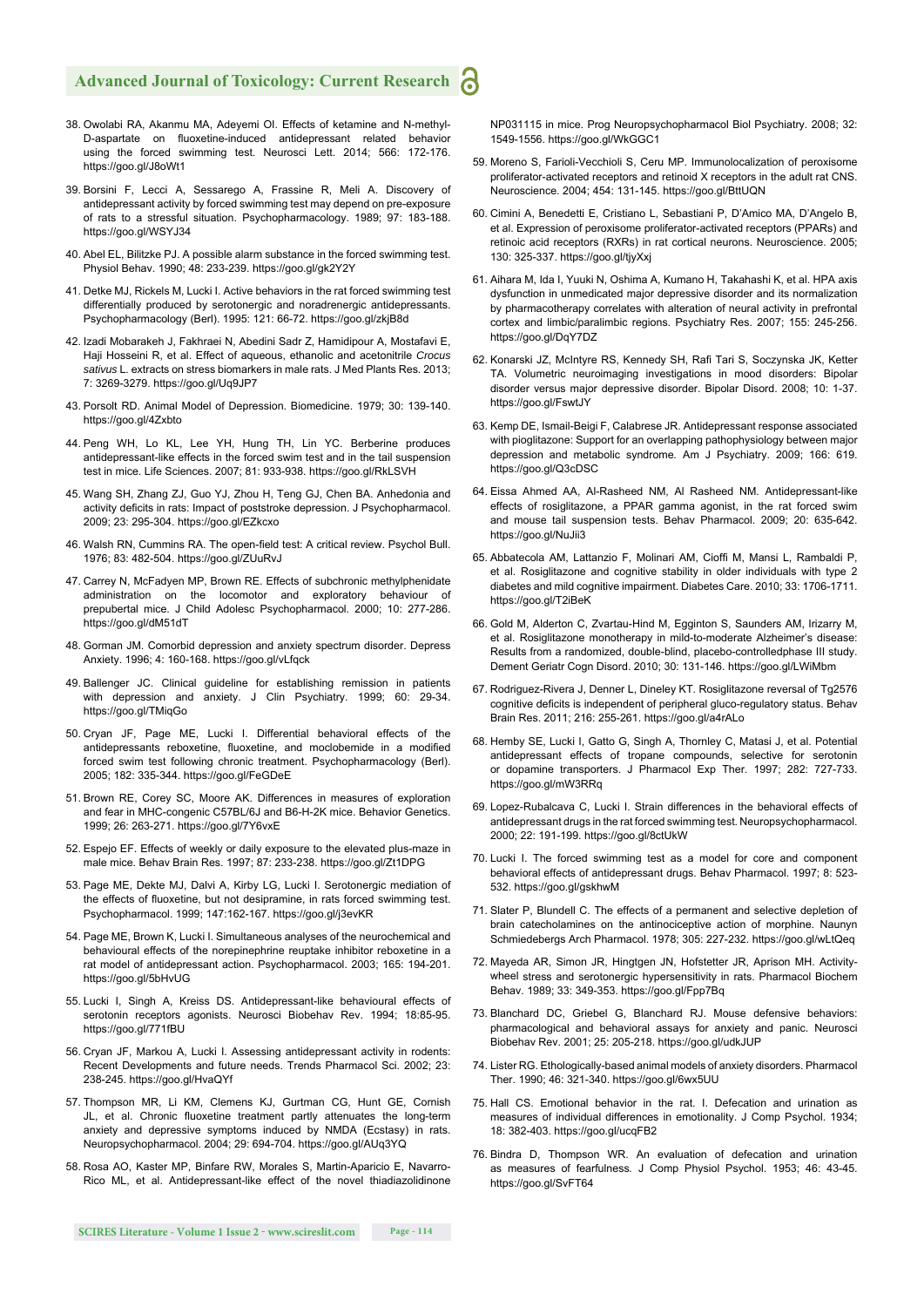38. Owolabi RA, Akanmu MA, Adeyemi OI. Effects of ketamine and N-methyl-D-aspartate on fluoxetine-induced antidepressant related behavior using the forced swimming test. Neurosci Lett. 2014; 566: 172-176. https://goo.gl/J8oWt1

39. Borsini F, Lecci A, Sessarego A, Frassine R, Meli A. Discovery of antidepressant activity by forced swimming test may depend on pre-exposure of rats to a stressful situation. Psychopharmacology. 1989; 97: 183-188. https://goo.gl/WSYJ34

40. Abel EL, Bilitzke PJ. A possible alarm substance in the forced swimming test. Physiol Behav. 1990; 48: 233-239. https://goo.gl/gk2Y2Y

41. Detke MJ, Rickels M, Lucki I. Active behaviors in the rat forced swimming test differentially produced by serotonergic and noradrenergic antidepressants. Psychopharmacology (Berl). 1995: 121: 66-72. https://goo.gl/zkjB8d

42. Izadi Mobarakeh J, Fakhraei N, Abedini Sadr Z, Hamidipour A, Mostafavi E, Haji Hosseini R, et al. Effect of aqueous, ethanolic and acetonitrile *Crocus sativus* L. extracts on stress biomarkers in male rats. J Med Plants Res. 2013; 7: 3269-3279. https://goo.gl/Uq9JP7

43. Porsolt RD. Animal Model of Depression. Biomedicine. 1979; 30: 139-140. https://goo.gl/4Zxbto

44. Peng WH, Lo KL, Lee YH, Hung TH, Lin YC. Berberine produces antidepressant-like effects in the forced swim test and in the tail suspension test in mice. Life Sciences. 2007; 81: 933-938. https://goo.gl/RkLSVH

45. Wang SH, Zhang ZJ, Guo YJ, Zhou H, Teng GJ, Chen BA. Anhedonia and activity deficits in rats: Impact of poststroke depression. J Psychopharmacol. 2009; 23: 295-304. https://goo.gl/EZkcxo

46. Walsh RN, Cummins RA. The open-field test: A critical review. Psychol Bull. 1976; 83: 482-504. https://goo.gl/ZUuRvJ

47. Carrey N, McFadyen MP, Brown RE. Effects of subchronic methylphenidate administration on the locomotor and exploratory behaviour of prepubertal mice. J Child Adolesc Psychopharmacol. 2000; 10: 277-286. https://goo.gl/dM51dT

48. Gorman JM. Comorbid depression and anxiety spectrum disorder. Depress Anxiety. 1996; 4: 160-168. https://goo.gl/vLfqck

49. Ballenger JC. Clinical guideline for establishing remission in patients with depression and anxiety. J Clin Psychiatry. 1999; 60: 29-34. https://goo.gl/TMiqGo

50. Cryan JF, Page ME, Lucki I. Differential behavioral effects of the antidepressants reboxetine, fluoxetine, and moclobemide in a modified forced swim test following chronic treatment. Psychopharmacology (Berl). 2005; 182: 335-344. https://goo.gl/FeGDeE

51. Brown RE, Corey SC, Moore AK. Differences in measures of exploration and fear in MHC-congenic C57BL/6J and B6-H-2K mice. Behavior Genetics. 1999; 26: 263-271. https://goo.gl/7Y6vxE

52. Espejo EF. Effects of weekly or daily exposure to the elevated plus-maze in male mice. Behav Brain Res. 1997; 87: 233-238. https://goo.gl/Zt1DPG

53. Page ME, Detke MJ, Dalvi A, Kirby LG, Lucki I. Serotonergic mediation of the effects of fluoxetine, but not desipramine, in rats forced swimming test. Psychopharmacol. 1999; 147:162-167. https://goo.gl/j3evKR

54. Page ME, Brown K, Lucki I. Simultaneous analyses of the neurochemical and behavioural effects of the norepinephrine reuptake inhibitor reboxetine in a rat model of antidepressant action. Psychopharmacol. 2003; 165: 194-201. https://goo.gl/5bHvUG

55. Lucki I, Singh A, Kreiss DS. Antidepressant-like behavioural effects of serotonin receptors agonists. Neurosci Biobehav Rev. 1994; 18:85-95. https://goo.gl/771fBU

56. Cryan JF, Markou A, Lucki I. Assessing antidepressant activity in rodents: Recent Developments and future needs. Trends Pharmacol Sci. 2002; 23: 238-245. https://goo.gl/HvaQYf

57. Thompson MR, Li KM, Clemens KJ, Gurtman CG, Hunt GE, Cornish JL, et al. Chronic fluoxetine treatment partly attenuates the long-term anxiety and depressive symptoms induced by NMDA (Ecstasy) in rats. Neuropsychopharmacol. 2004; 29: 694-704. https://goo.gl/AUq3YQ

58. Rosa AO, Kaster MP, Binfare RW, Morales S, Martin-Aparicio E, Navarro-Rico ML, et al. Antidepressant-like effect of the novel thiadiazolidinone NP031115 in mice. Prog Neuropsychopharmacol Biol Psychiatry. 2008; 32: 1549-1556. https://goo.gl/WkGGC1

59. Moreno S, Farioli-Vecchioli S, Ceru MP. Immunolocalization of peroxisome proliferator-activated receptors and retinoid X receptors in the adult rat CNS. Neuroscience. 2004; 454: 131-145. https://goo.gl/BttUQN

60. Cimini A, Benedetti E, Cristiano L, Sebastiani P, D'Amico MA, D'Angelo B, et al. Expression of peroxisome proliferator-activated receptors (PPARs) and retinoic acid receptors (RXRs) in rat cortical neurons. Neuroscience. 2005; 130: 325-337. https://goo.gl/tjyXxj

61. Aihara M, Ida I, Yuuki N, Oshima A, Kumano H, Takahashi K, et al. HPA axis dysfunction in unmedicated major depressive disorder and its normalization by pharmacotherapy correlates with alteration of neural activity in prefrontal cortex and limbic/paralimbic regions. Psychiatry Res. 2007; 155: 245-256. https://goo.gl/DqY7DZ

62. Konarski JZ, McIntyre RS, Kennedy SH, Rafi Tari S, Soczynska JK, Ketter TA. Volumetric neuroimaging investigations in mood disorders: Bipolar disorder versus major depressive disorder. Bipolar Disord. 2008; 10: 1-37. https://goo.gl/FswtJY

63. Kemp DE, Ismail-Beigi F, Calabrese JR. Antidepressant response associated with pioglitazone: Support for an overlapping pathophysiology between major depression and metabolic syndrome. Am J Psychiatry. 2009; 166: 619. https://goo.gl/Q3cDSC

64. Eissa Ahmed AA, Al-Rasheed NM, Al Rasheed NM. Antidepressant-like effects of rosiglitazone, a PPAR gamma agonist, in the rat forced swim and mouse tail suspension tests. Behav Pharmacol. 2009; 20: 635-642. https://goo.gl/NuJii3

65. Abbatecola AM, Lattanzio F, Molinari AM, Cioffi M, Mansi L, Rambaldi P, et al. Rosiglitazone and cognitive stability in older individuals with type 2 diabetes and mild cognitive impairment. Diabetes Care. 2010; 33: 1706-1711. https://goo.gl/T2iBeK

66. Gold M, Alderton C, Zvartau-Hind M, Egginton S, Saunders AM, Irizarry M, et al. Rosiglitazone monotherapy in mild-to-moderate Alzheimer's disease: Results from a randomized, double-blind, placebo-controlledphase III study. Dement Geriatr Cogn Disord. 2010; 30: 131-146. https://goo.gl/LWiMbm

67. Rodriguez-Rivera J, Denner L, Dineley KT. Rosiglitazone reversal of Tg2576 cognitive deficits is independent of peripheral gluco-regulatory status. Behav Brain Res. 2011; 216: 255-261. https://goo.gl/a4rALo

68. Hemby SE, Lucki I, Gatto G, Singh A, Thornley C, Matasi J, et al. Potential antidepressant effects of tropane compounds, selective for serotonin or dopamine transporters. J Pharmacol Exp Ther. 1997; 282: 727-733. https://goo.gl/mW3RRq

69. Lopez-Rubalcava C, Lucki I. Strain differences in the behavioral effects of antidepressant drugs in the rat forced swimming test. Neuropsychopharmacol. 2000; 22: 191-199. https://goo.gl/8ctUkW

70. Lucki I. The forced swimming test as a model for core and component behavioral effects of antidepressant drugs. Behav Pharmacol. 1997; 8: 523-532. https://goo.gl/gskhwM

71. Slater P, Blundell C. The effects of a permanent and selective depletion of brain catecholamines on the antinociceptive action of morphine. Naunyn Schmiedebergs Arch Pharmacol. 1978; 305: 227-232. https://goo.gl/wLtQeq

72. Mayeda AR, Simon JR, Hingtgen JN, Hofstetter JR, Aprison MH. Activity-wheel stress and serotonergic hypersensitivity in rats. Pharmacol Biochem Behav. 1989; 33: 349-353. https://goo.gl/Fpp7Bq

73. Blanchard DC, Griebel G, Blanchard RJ. Mouse defensive behaviors: pharmacological and behavioral assays for anxiety and panic. Neurosci Biobehav Rev. 2001; 25: 205-218. https://goo.gl/udkJUP

74. Lister RG. Ethologically-based animal models of anxiety disorders. Pharmacol Ther. 1990; 46: 321-340. https://goo.gl/6wx5UU

75. Hall CS. Emotional behavior in the rat. I. Defecation and urination as measures of individual differences in emotionality. J Comp Psychol. 1934; 18: 382-403. https://goo.gl/ucqFB2

76. Bindra D, Thompson WR. An evaluation of defecation and urination as measures of fearfulness. J Comp Physiol Psychol. 1953; 46: 43-45. https://goo.gl/SvFT64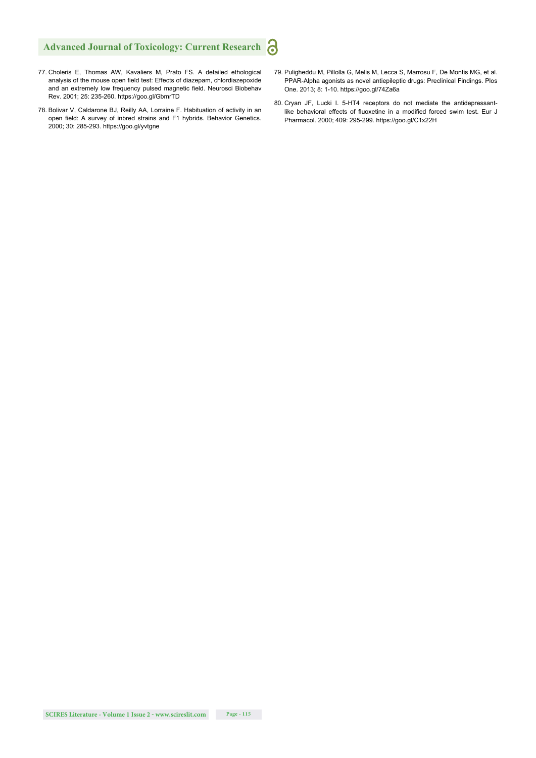77. Choleris E, Thomas AW, Kavaliers M, Prato FS. A detailed ethological analysis of the mouse open field test: Effects of diazepam, chlordiazepoxide and an extremely low frequency pulsed magnetic field. Neurosci Biobehav Rev. 2001; 25: 235-260. https://goo.gl/GbmrTD

78. Bolivar V, Caldarone BJ, Reilly AA, Lorraine F. Habituation of activity in an open field: A survey of inbred strains and F1 hybrids. Behavior Genetics. 2000; 30: 285-293. https://goo.gl/yvtgne

79. Puligheddu M, Pillolla G, Melis M, Lecca S, Marrosu F, De Montis MG, et al. PPAR-Alpha agonists as novel antiepileptic drugs: Preclinical Findings. Plos One. 2013; 8: 1-10. https://goo.gl/74Za6a

80. Cryan JF, Lucki I. 5-HT4 receptors do not mediate the antidepressant-like behavioral effects of fluoxetine in a modified forced swim test. Eur J Pharmacol. 2000; 409: 295-299. https://goo.gl/C1x22H